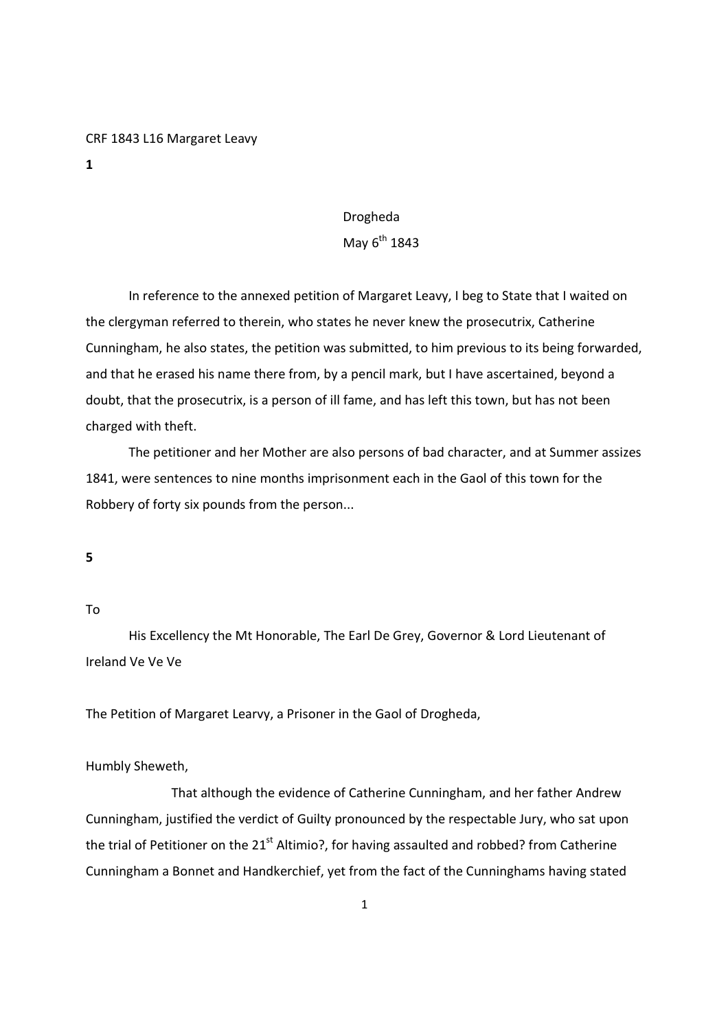CRF 1843 L16 Margaret Leavy

**1**

Drogheda
May 6th 1843

In reference to the annexed petition of Margaret Leavy, I beg to State that I waited on the clergyman referred to therein, who states he never knew the prosecutrix, Catherine Cunningham, he also states, the petition was submitted, to him previous to its being forwarded, and that he erased his name there from, by a pencil mark, but I have ascertained, beyond a doubt, that the prosecutrix, is a person of ill fame, and has left this town, but has not been charged with theft.

The petitioner and her Mother are also persons of bad character, and at Summer assizes 1841, were sentences to nine months imprisonment each in the Gaol of this town for the Robbery of forty six pounds from the person...

**5**

To

His Excellency the Mt Honorable, The Earl De Grey, Governor & Lord Lieutenant of Ireland Ve Ve Ve

The Petition of Margaret Learvy, a Prisoner in the Gaol of Drogheda,

Humbly Sheweth,

That although the evidence of Catherine Cunningham, and her father Andrew Cunningham, justified the verdict of Guilty pronounced by the respectable Jury, who sat upon the trial of Petitioner on the 21st Altimio?, for having assaulted and robbed? from Catherine Cunningham a Bonnet and Handkerchief, yet from the fact of the Cunninghams having stated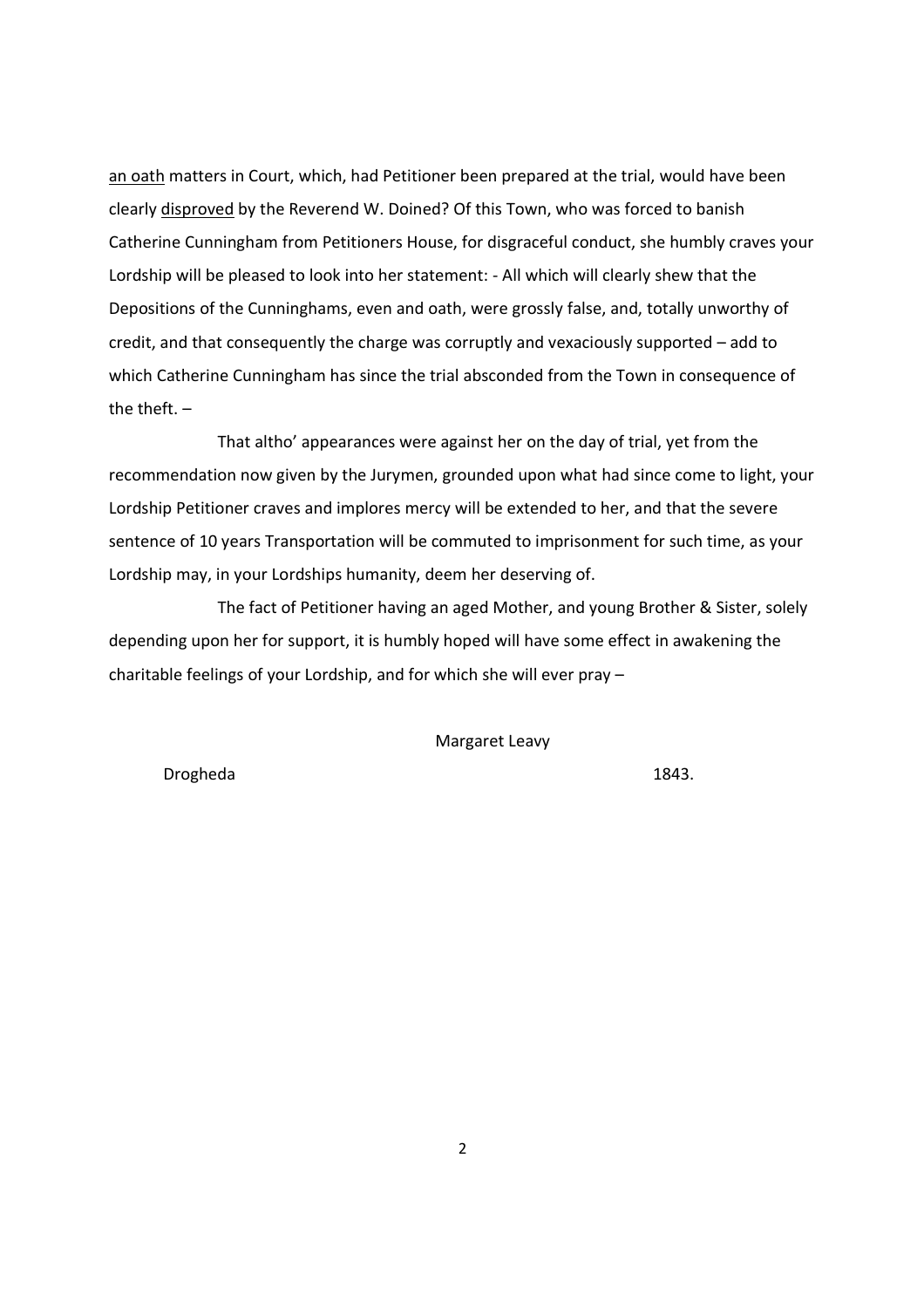an oath matters in Court, which, had Petitioner been prepared at the trial, would have been clearly disproved by the Reverend W. Doined? Of this Town, who was forced to banish Catherine Cunningham from Petitioners House, for disgraceful conduct, she humbly craves your Lordship will be pleased to look into her statement: - All which will clearly shew that the Depositions of the Cunninghams, even and oath, were grossly false, and, totally unworthy of credit, and that consequently the charge was corruptly and vexaciously supported – add to which Catherine Cunningham has since the trial absconded from the Town in consequence of the theft. –

That altho' appearances were against her on the day of trial, yet from the recommendation now given by the Jurymen, grounded upon what had since come to light, your Lordship Petitioner craves and implores mercy will be extended to her, and that the severe sentence of 10 years Transportation will be commuted to imprisonment for such time, as your Lordship may, in your Lordships humanity, deem her deserving of.

The fact of Petitioner having an aged Mother, and young Brother & Sister, solely depending upon her for support, it is humbly hoped will have some effect in awakening the charitable feelings of your Lordship, and for which she will ever pray –

Margaret Leavy

Drogheda 1843.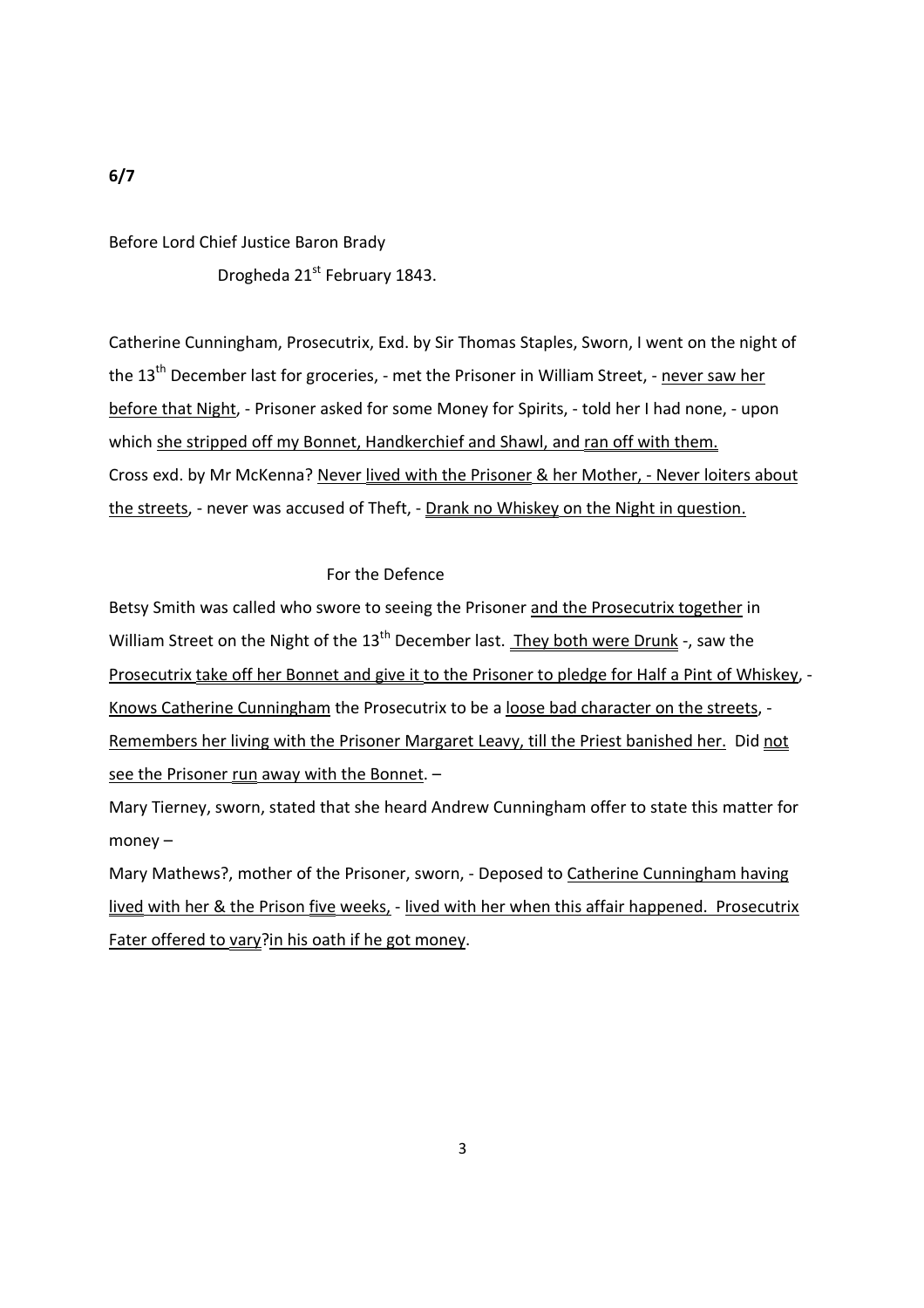**6/7**

Before Lord Chief Justice Baron Brady

Drogheda 21st February 1843.

Catherine Cunningham, Prosecutrix, Exd. by Sir Thomas Staples, Sworn, I went on the night of the 13th December last for groceries, - met the Prisoner in William Street, - never saw her before that Night, - Prisoner asked for some Money for Spirits, - told her I had none, - upon which she stripped off my Bonnet, Handkerchief and Shawl, and ran off with them.
Cross exd. by Mr McKenna? Never lived with the Prisoner & her Mother, - Never loiters about the streets, - never was accused of Theft, - Drank no Whiskey on the Night in question.

For the Defence

Betsy Smith was called who swore to seeing the Prisoner and the Prosecutrix together in William Street on the Night of the 13th December last. They both were Drunk -, saw the Prosecutrix take off her Bonnet and give it to the Prisoner to pledge for Half a Pint of Whiskey, - Knows Catherine Cunningham the Prosecutrix to be a loose bad character on the streets, - Remembers her living with the Prisoner Margaret Leavy, till the Priest banished her. Did not see the Prisoner run away with the Bonnet. –

Mary Tierney, sworn, stated that she heard Andrew Cunningham offer to state this matter for money –

Mary Mathews?, mother of the Prisoner, sworn, - Deposed to Catherine Cunningham having lived with her & the Prison five weeks, - lived with her when this affair happened. Prosecutrix Fater offered to vary?in his oath if he got money.